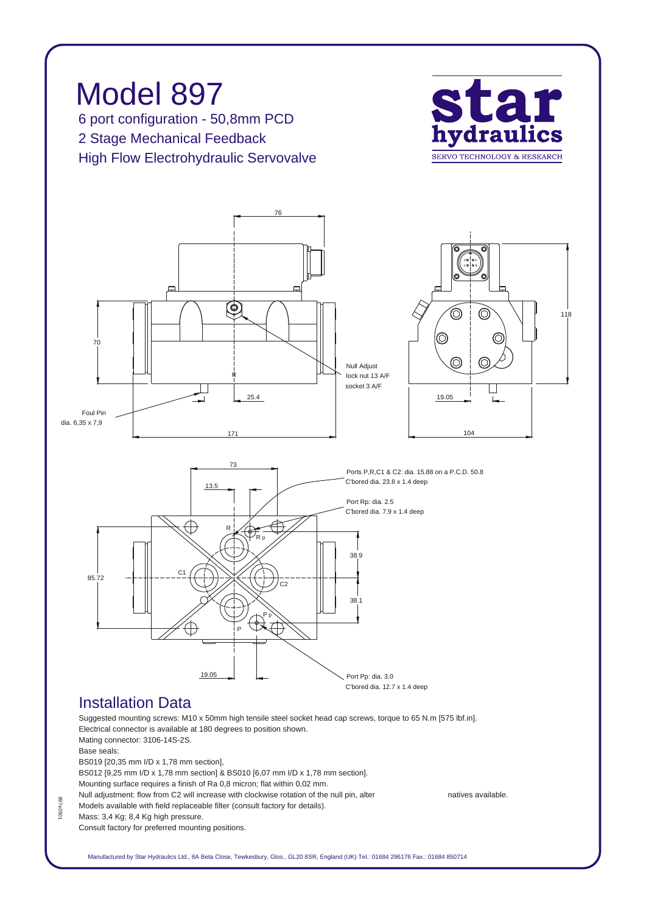# Model 897

## 6 port configuration - 50,8mm PCD
## 2 Stage Mechanical Feedback
## High Flow Electrohydraulic Servovalve

**star hydraulics**
SERVO TECHNOLOGY & RESEARCH

76

70

Null Adjust
lock nut 13 A/F
socket 3 A/F

25.4

Foul Pin
dia. 6,35 x 7,9

171

118

19.05

104

73

13.5

Ports P,R,C1 & C2: dia. 15.88 on a P.C.D. 50.8
C'bored dia. 23.8 x 1.4 deep

Port Rp: dia. 2.5
C'bored dia. 7.9 x 1.4 deep

R

Rp

38.9

85.72

C1

C2

38.1

Pp

P

19.05

Port Pp: dia. 3.0
C'bored dia. 12.7 x 1.4 deep

## Installation Data

Suggested mounting screws: M10 x 50mm high tensile steel socket head cap screws, torque to 65 N.m [575 lbf.in].
Electrical connector is available at 180 degrees to position shown.
Mating connector: 3106-14S-2S.
Base seals:
BS019 [20,35 mm I/D x 1,78 mm section],
BS012 [9,25 mm I/D x 1,78 mm section] & BS010 [6,07 mm I/D x 1,78 mm section].
Mounting surface requires a finish of Ra 0,8 micron; flat within 0,02 mm.
Null adjustment: flow from C2 will increase with clockwise rotation of the null pin, alter natives available.
Models available with field replaceable filter (consult factory for details).
Mass: 3,4 Kg; 8,4 Kg high pressure.
Consult factory for preferred mounting positions.

897e0501

Manufactured by Star Hydraulics Ltd., 8A Beta Close, Tewkesbury, Glos., GL20 8SR, England (UK) Tel.: 01684 296176 Fax.: 01684 850714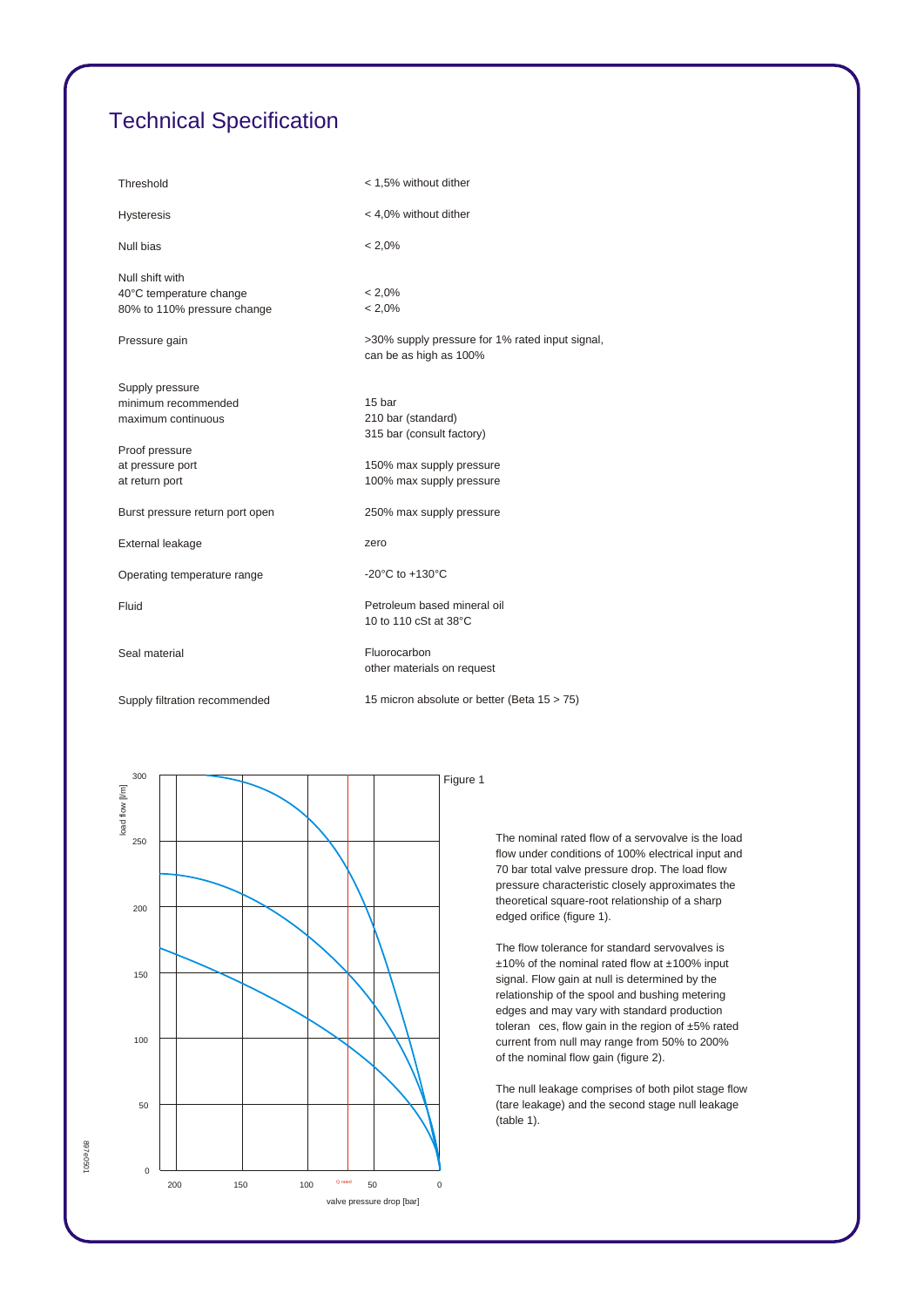# Technical Specification

| | |
|---|---|
| Threshold | < 1,5% without dither |
| Hysteresis | < 4,0% without dither |
| Null bias | < 2,0% |
| Null shift with<br>40°C temperature change<br>80% to 110% pressure change | <br>< 2,0%<br>< 2,0% |
| Pressure gain | >30% supply pressure for 1% rated input signal, can be as high as 100% |
| Supply pressure<br>minimum recommended<br>maximum continuous | <br>15 bar<br>210 bar (standard)<br>315 bar (consult factory) |
| Proof pressure<br>at pressure port<br>at return port | <br>150% max supply pressure<br>100% max supply pressure |
| Burst pressure return port open | 250% max supply pressure |
| External leakage | zero |
| Operating temperature range | -20°C to +130°C |
| Fluid | Petroleum based mineral oil<br>10 to 110 cSt at 38°C |
| Seal material | Fluorocarbon<br>other materials on request |
| Supply filtration recommended | 15 micron absolute or better (Beta 15 > 75) |

Figure 1

The nominal rated flow of a servovalve is the load flow under conditions of 100% electrical input and 70 bar total valve pressure drop. The load flow pressure characteristic closely approximates the theoretical square-root relationship of a sharp edged orifice (figure 1).

The flow tolerance for standard servovalves is ±10% of the nominal rated flow at ±100% input signal. Flow gain at null is determined by the relationship of the spool and bushing metering edges and may vary with standard production tolerances, flow gain in the region of ±5% rated current from null may range from 50% to 200% of the nominal flow gain (figure 2).

The null leakage comprises of both pilot stage flow (tare leakage) and the second stage null leakage (table 1).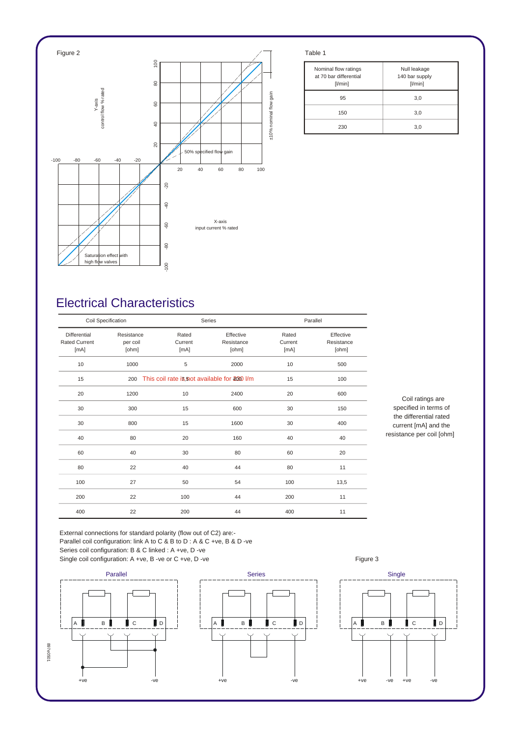Figure 2

Table 1

| Nominal flow ratings at 70 bar differential [l/min] | Null leakage 140 bar supply [l/min] |
|---|---|
| 95 | 3,0 |
| 150 | 3,0 |
| 230 | 3,0 |

## Electrical Characteristics

| Coil Specification | | Series | | Parallel | |
|---|---|---|---|---|---|
| Differential Rated Current [mA] | Resistance per coil [ohm] | Rated Current [mA] | Effective Resistance [ohm] | Rated Current [mA] | Effective Resistance [ohm] |
| 10 | 1000 | 5 | 2000 | 10 | 500 |
| 15 | 200 | This coil rate is not available for 230 l/m | | 15 | 100 |
| 20 | 1200 | 10 | 2400 | 20 | 600 |
| 30 | 300 | 15 | 600 | 30 | 150 |
| 30 | 800 | 15 | 1600 | 30 | 400 |
| 40 | 80 | 20 | 160 | 40 | 40 |
| 60 | 40 | 30 | 80 | 60 | 20 |
| 80 | 22 | 40 | 44 | 80 | 11 |
| 100 | 27 | 50 | 54 | 100 | 13,5 |
| 200 | 22 | 100 | 44 | 200 | 11 |
| 400 | 22 | 200 | 44 | 400 | 11 |

Coil ratings are specified in terms of the differential rated current [mA] and the resistance per coil [ohm]

External connections for standard polarity (flow out of C2) are:-
Parallel coil configuration: link A to C & B to D : A & C +ve, B & D -ve
Series coil configuration: B & C linked : A +ve, D -ve
Single coil configuration: A +ve, B -ve or C +ve, D -ve

Figure 3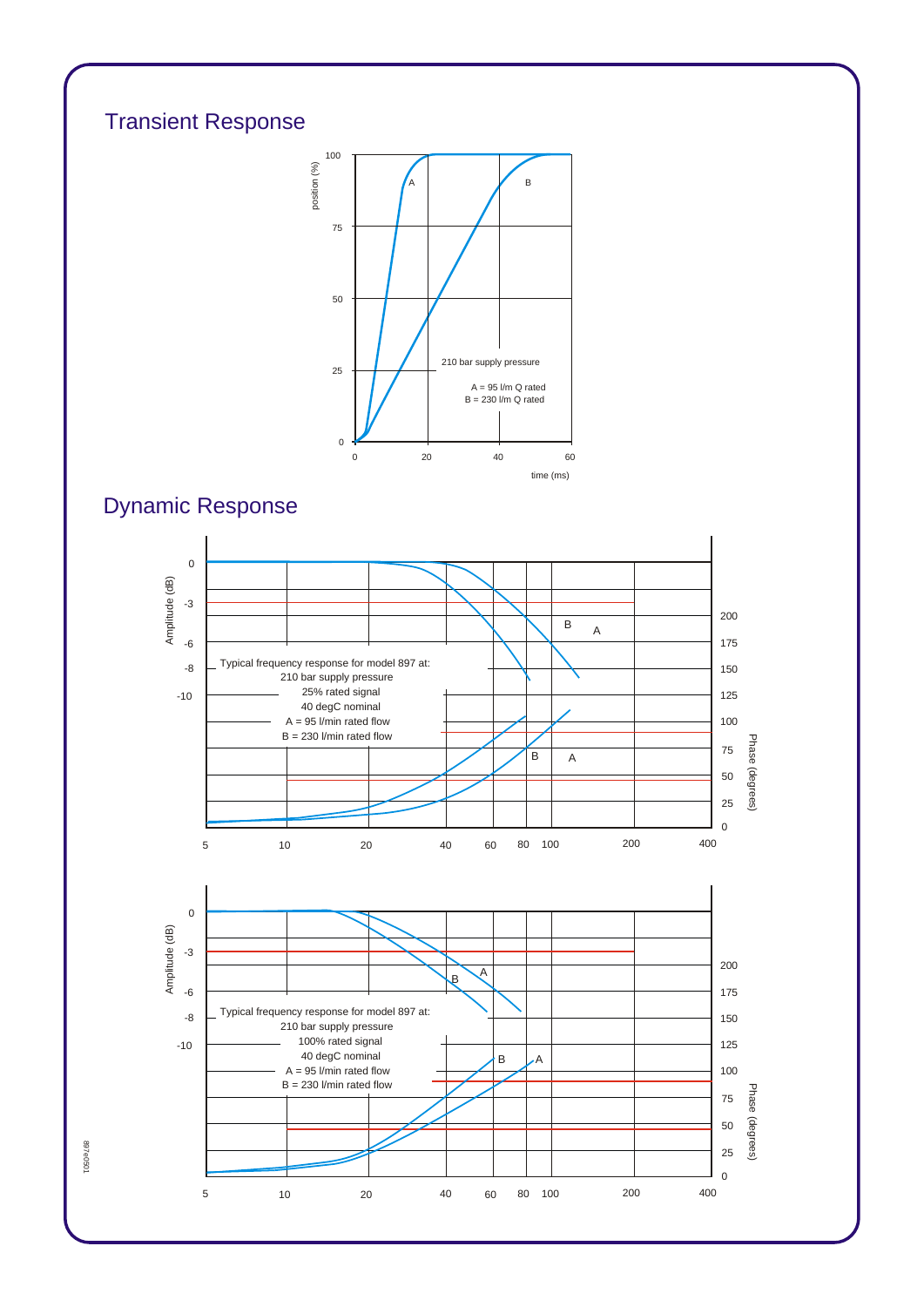## Transient Response

position (%)

100

75

50

25

0

0 20 40 60

time (ms)

A

B

210 bar supply pressure

A = 95 l/m Q rated
B = 230 l/m Q rated

## Dynamic Response

Amplitude (dB)

0
-3
-6
-8
-10

Phase (degrees)

200
175
150
125
100
75
50
25
0

5 10 20 40 60 80 100 200 400

Typical frequency response for model 897 at:
210 bar supply pressure
25% rated signal
40 degC nominal
A = 95 l/min rated flow
B = 230 l/min rated flow

A
B

Amplitude (dB)

0
-3
-6
-8
-10

Phase (degrees)

200
175
150
125
100
75
50
25
0

5 10 20 40 60 80 100 200 400

Typical frequency response for model 897 at:
210 bar supply pressure
100% rated signal
40 degC nominal
A = 95 l/min rated flow
B = 230 l/min rated flow

A
B

897e0501